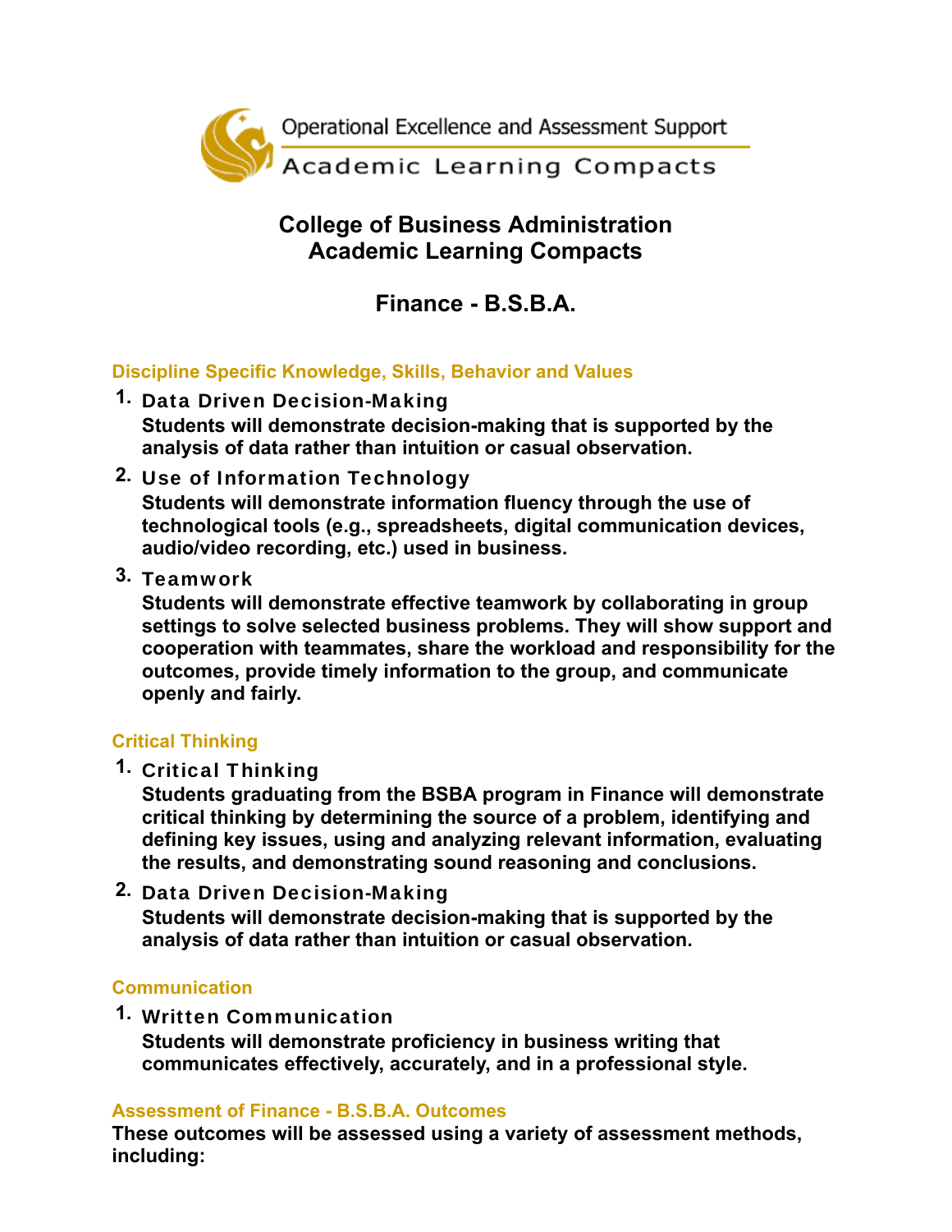Operational Excellence and Assessment Support

Academic Learning Compacts

# College of Business Administration
# Academic Learning Compacts

## Finance - B.S.B.A.

### Discipline Specific Knowledge, Skills, Behavior and Values

1. **Data Driven Decision-Making**
   **Students will demonstrate decision-making that is supported by the analysis of data rather than intuition or casual observation.**
2. **Use of Information Technology**
   **Students will demonstrate information fluency through the use of technological tools (e.g., spreadsheets, digital communication devices, audio/video recording, etc.) used in business.**
3. **Teamwork**
   **Students will demonstrate effective teamwork by collaborating in group settings to solve selected business problems. They will show support and cooperation with teammates, share the workload and responsibility for the outcomes, provide timely information to the group, and communicate openly and fairly.**

### Critical Thinking

1. **Critical Thinking**
   **Students graduating from the BSBA program in Finance will demonstrate critical thinking by determining the source of a problem, identifying and defining key issues, using and analyzing relevant information, evaluating the results, and demonstrating sound reasoning and conclusions.**
2. **Data Driven Decision-Making**
   **Students will demonstrate decision-making that is supported by the analysis of data rather than intuition or casual observation.**

### Communication

1. **Written Communication**
   **Students will demonstrate proficiency in business writing that communicates effectively, accurately, and in a professional style.**

### Assessment of Finance - B.S.B.A. Outcomes

**These outcomes will be assessed using a variety of assessment methods, including:**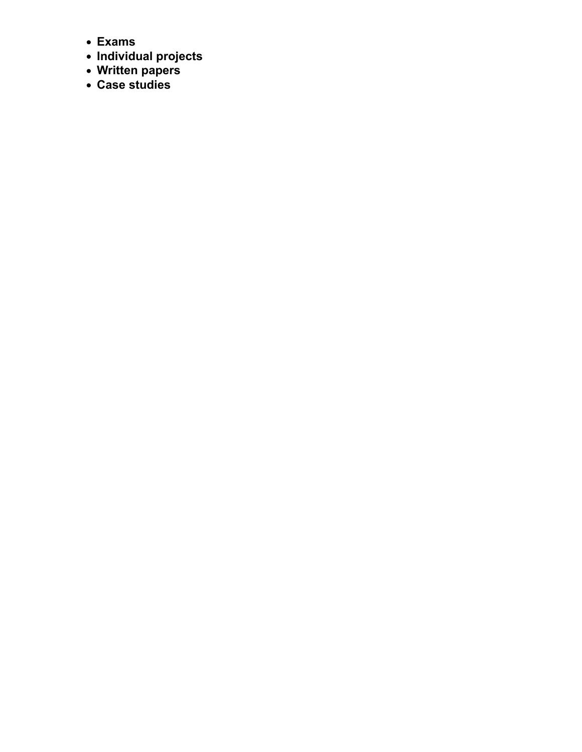- **Exams**
- **Individual projects**
- **Written papers**
- **Case studies**